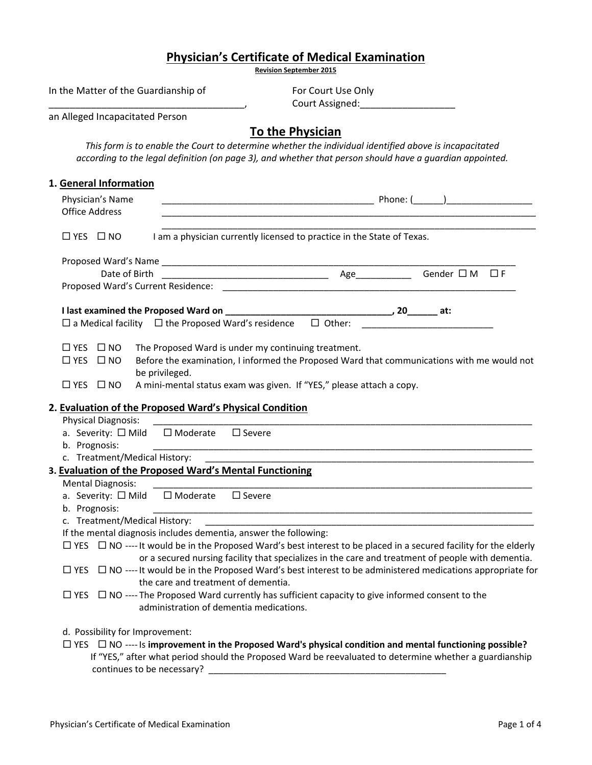# Physician's Certificate of Medical Examination

**Revision September 2015**

In the Matter of the Guardianship of ____________________________________,
an Alleged Incapacitated Person

For Court Use Only
Court Assigned:__________________

## To the Physician

*This form is to enable the Court to determine whether the individual identified above is incapacitated according to the legal definition (on page 3), and whether that person should have a guardian appointed.*

### 1. General Information

Physician's Name __________________________________________ Phone: (______)_________________

Office Address ________________________________________________________________________________
________________________________________________________________________________

☐ YES ☐ NO I am a physician currently licensed to practice in the State of Texas.

Proposed Ward's Name ________________________________________________________________________

Date of Birth _________________________________ Age___________ Gender ☐ M ☐ F

Proposed Ward's Current Residence: ___________________________________________________________

**I last examined the Proposed Ward on _________________________________, 20______ at:**

☐ a Medical facility ☐ the Proposed Ward's residence ☐ Other: __________________________

☐ YES ☐ NO The Proposed Ward is under my continuing treatment.

☐ YES ☐ NO Before the examination, I informed the Proposed Ward that communications with me would not be privileged.

☐ YES ☐ NO A mini-mental status exam was given. If "YES," please attach a copy.

### 2. Evaluation of the Proposed Ward's Physical Condition

Physical Diagnosis: ___________________________________________________________________________

a. Severity: ☐ Mild ☐ Moderate ☐ Severe

b. Prognosis: ___________________________________________________________________________

c. Treatment/Medical History: ____________________________________________________________________

### 3. Evaluation of the Proposed Ward's Mental Functioning

Mental Diagnosis: ___________________________________________________________________________

a. Severity: ☐ Mild ☐ Moderate ☐ Severe

b. Prognosis: ___________________________________________________________________________

c. Treatment/Medical History: ____________________________________________________________________

If the mental diagnosis includes dementia, answer the following:

☐ YES ☐ NO ---- It would be in the Proposed Ward's best interest to be placed in a secured facility for the elderly or a secured nursing facility that specializes in the care and treatment of people with dementia.

☐ YES ☐ NO ---- It would be in the Proposed Ward's best interest to be administered medications appropriate for the care and treatment of dementia.

☐ YES ☐ NO ---- The Proposed Ward currently has sufficient capacity to give informed consent to the administration of dementia medications.

d. Possibility for Improvement:

☐ YES ☐ NO ---- Is **improvement in the Proposed Ward's physical condition and mental functioning possible?**
If "YES," after what period should the Proposed Ward be reevaluated to determine whether a guardianship continues to be necessary? ________________________________________________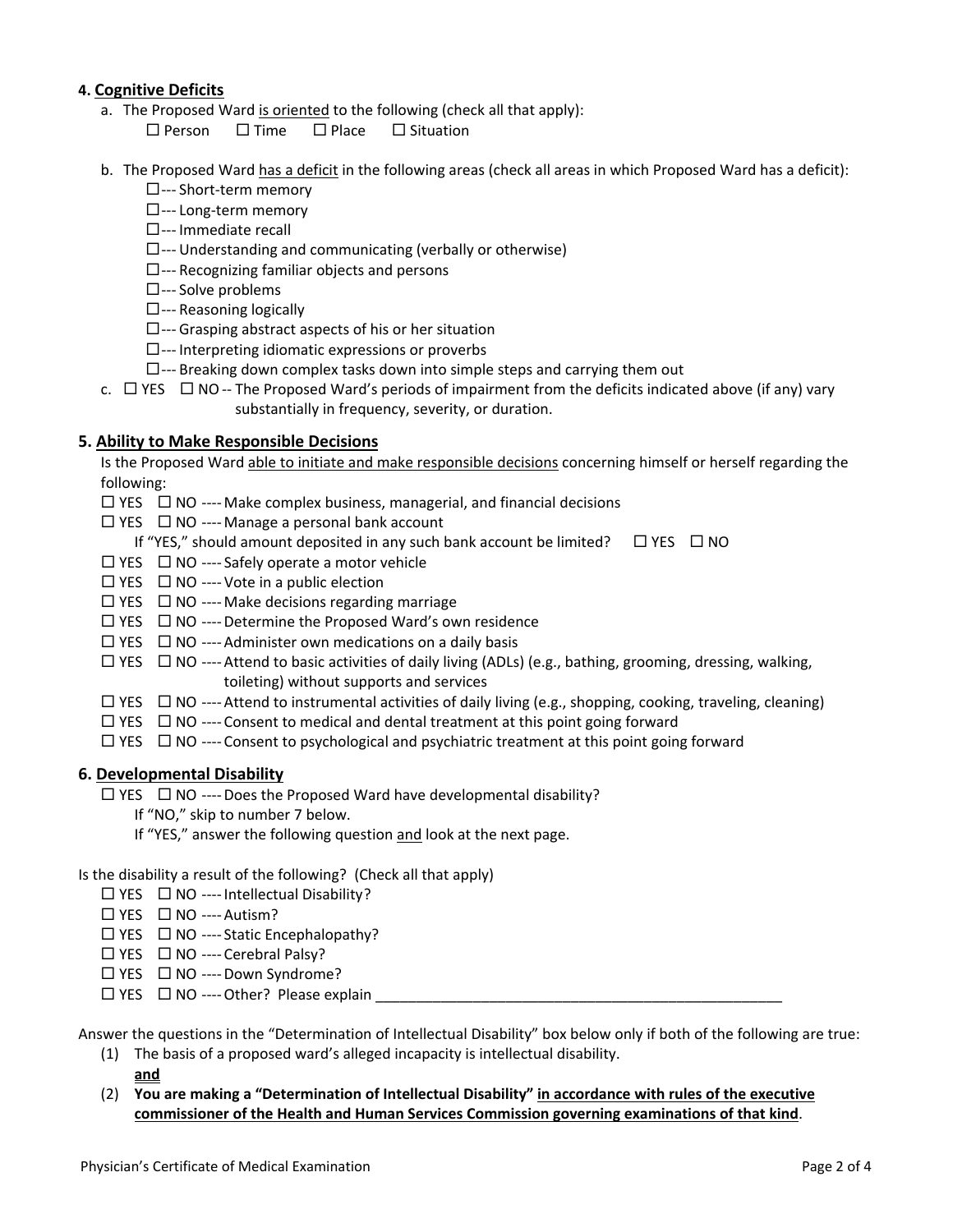**4. Cognitive Deficits**

a. The Proposed Ward is oriented to the following (check all that apply):

☐ Person ☐ Time ☐ Place ☐ Situation

b. The Proposed Ward has a deficit in the following areas (check all areas in which Proposed Ward has a deficit):

- ☐--- Short-term memory
- ☐--- Long-term memory
- ☐--- Immediate recall
- ☐--- Understanding and communicating (verbally or otherwise)
- ☐--- Recognizing familiar objects and persons
- ☐--- Solve problems
- ☐--- Reasoning logically
- ☐--- Grasping abstract aspects of his or her situation
- ☐--- Interpreting idiomatic expressions or proverbs
- ☐--- Breaking down complex tasks down into simple steps and carrying them out

c. ☐ YES ☐ NO -- The Proposed Ward's periods of impairment from the deficits indicated above (if any) vary substantially in frequency, severity, or duration.

**5. Ability to Make Responsible Decisions**

Is the Proposed Ward able to initiate and make responsible decisions concerning himself or herself regarding the following:

- ☐ YES ☐ NO ---- Make complex business, managerial, and financial decisions
- ☐ YES ☐ NO ---- Manage a personal bank account
  - If "YES," should amount deposited in any such bank account be limited? ☐ YES ☐ NO
- ☐ YES ☐ NO ---- Safely operate a motor vehicle
- ☐ YES ☐ NO ---- Vote in a public election
- ☐ YES ☐ NO ---- Make decisions regarding marriage
- ☐ YES ☐ NO ---- Determine the Proposed Ward's own residence
- ☐ YES ☐ NO ---- Administer own medications on a daily basis
- ☐ YES ☐ NO ---- Attend to basic activities of daily living (ADLs) (e.g., bathing, grooming, dressing, walking, toileting) without supports and services
- ☐ YES ☐ NO ---- Attend to instrumental activities of daily living (e.g., shopping, cooking, traveling, cleaning)
- ☐ YES ☐ NO ---- Consent to medical and dental treatment at this point going forward
- ☐ YES ☐ NO ---- Consent to psychological and psychiatric treatment at this point going forward

**6. Developmental Disability**

☐ YES ☐ NO ---- Does the Proposed Ward have developmental disability?

If "NO," skip to number 7 below.

If "YES," answer the following question and look at the next page.

Is the disability a result of the following? (Check all that apply)

- ☐ YES ☐ NO ---- Intellectual Disability?
- ☐ YES ☐ NO ---- Autism?
- ☐ YES ☐ NO ---- Static Encephalopathy?
- ☐ YES ☐ NO ---- Cerebral Palsy?
- ☐ YES ☐ NO ---- Down Syndrome?
- ☐ YES ☐ NO ---- Other? Please explain ____________________________________________________

Answer the questions in the "Determination of Intellectual Disability" box below only if both of the following are true:

(1) The basis of a proposed ward's alleged incapacity is intellectual disability.

**and**

(2) **You are making a "Determination of Intellectual Disability" in accordance with rules of the executive commissioner of the Health and Human Services Commission governing examinations of that kind**.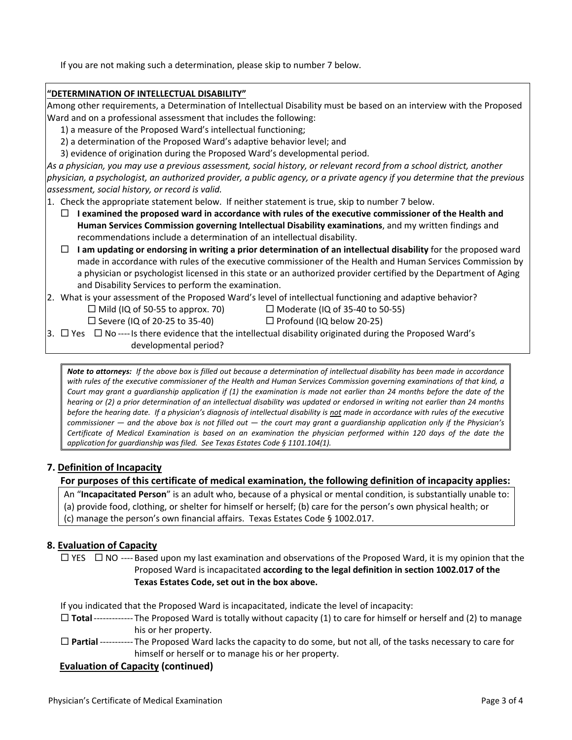If you are not making such a determination, please skip to number 7 below.

**"DETERMINATION OF INTELLECTUAL DISABILITY"**

Among other requirements, a Determination of Intellectual Disability must be based on an interview with the Proposed Ward and on a professional assessment that includes the following:

1) a measure of the Proposed Ward's intellectual functioning;
2) a determination of the Proposed Ward's adaptive behavior level; and
3) evidence of origination during the Proposed Ward's developmental period.

*As a physician, you may use a previous assessment, social history, or relevant record from a school district, another physician, a psychologist, an authorized provider, a public agency, or a private agency if you determine that the previous assessment, social history, or record is valid.*

1. Check the appropriate statement below. If neither statement is true, skip to number 7 below.
   - ☐ **I examined the proposed ward in accordance with rules of the executive commissioner of the Health and Human Services Commission governing Intellectual Disability examinations**, and my written findings and recommendations include a determination of an intellectual disability.
   - ☐ **I am updating or endorsing in writing a prior determination of an intellectual disability** for the proposed ward made in accordance with rules of the executive commissioner of the Health and Human Services Commission by a physician or psychologist licensed in this state or an authorized provider certified by the Department of Aging and Disability Services to perform the examination.
2. What is your assessment of the Proposed Ward's level of intellectual functioning and adaptive behavior?
   - ☐ Mild (IQ of 50-55 to approx. 70)
   - ☐ Moderate (IQ of 35-40 to 50-55)
   - ☐ Severe (IQ of 20-25 to 35-40)
   - ☐ Profound (IQ below 20-25)
3. ☐ Yes ☐ No ---- Is there evidence that the intellectual disability originated during the Proposed Ward's developmental period?

***Note to attorneys:*** *If the above box is filled out because a determination of intellectual disability has been made in accordance with rules of the executive commissioner of the Health and Human Services Commission governing examinations of that kind, a Court may grant a guardianship application if (1) the examination is made not earlier than 24 months before the date of the hearing or (2) a prior determination of an intellectual disability was updated or endorsed in writing not earlier than 24 months before the hearing date. If a physician's diagnosis of intellectual disability is not made in accordance with rules of the executive commissioner — and the above box is not filled out — the court may grant a guardianship application only if the Physician's Certificate of Medical Examination is based on an examination the physician performed within 120 days of the date the application for guardianship was filed. See Texas Estates Code § 1101.104(1).*

## 7. Definition of Incapacity

**For purposes of this certificate of medical examination, the following definition of incapacity applies:**

An "**Incapacitated Person**" is an adult who, because of a physical or mental condition, is substantially unable to: (a) provide food, clothing, or shelter for himself or herself; (b) care for the person's own physical health; or (c) manage the person's own financial affairs. Texas Estates Code § 1002.017.

## 8. Evaluation of Capacity

☐ YES ☐ NO ---- Based upon my last examination and observations of the Proposed Ward, it is my opinion that the Proposed Ward is incapacitated **according to the legal definition in section 1002.017 of the Texas Estates Code, set out in the box above.**

If you indicated that the Proposed Ward is incapacitated, indicate the level of incapacity:

☐ **Total** ------------- The Proposed Ward is totally without capacity (1) to care for himself or herself and (2) to manage his or her property.

☐ **Partial** ----------- The Proposed Ward lacks the capacity to do some, but not all, of the tasks necessary to care for himself or herself or to manage his or her property.

**Evaluation of Capacity (continued)**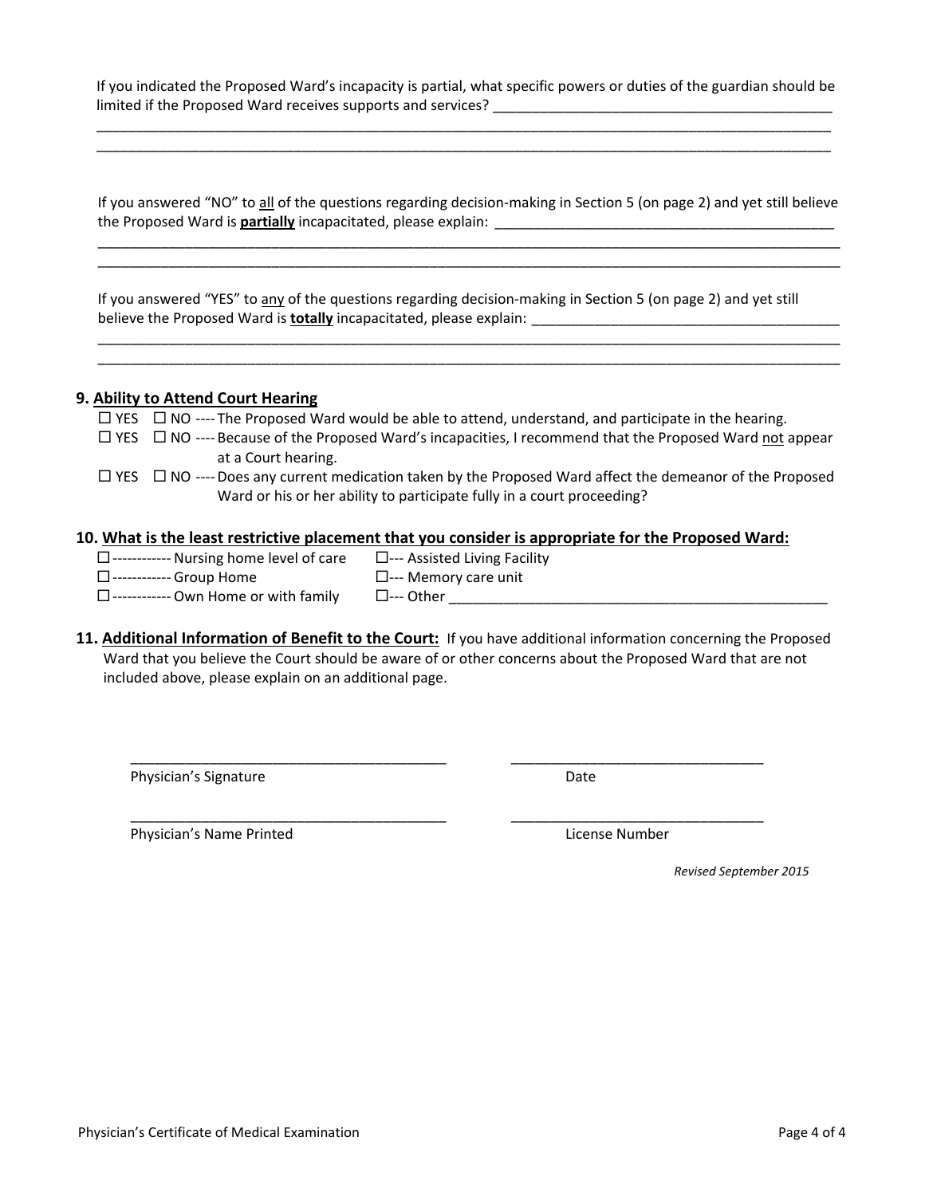If you indicated the Proposed Ward's incapacity is partial, what specific powers or duties of the guardian should be limited if the Proposed Ward receives supports and services? ____________________________________________
____________________________________________________________________________________________________
____________________________________________________________________________________________________

If you answered "NO" to <u>all</u> of the questions regarding decision-making in Section 5 (on page 2) and yet still believe the Proposed Ward is **<u>partially</u>** incapacitated, please explain: ____________________________________________
____________________________________________________________________________________________________
____________________________________________________________________________________________________

If you answered "YES" to <u>any</u> of the questions regarding decision-making in Section 5 (on page 2) and yet still believe the Proposed Ward is **<u>totally</u>** incapacitated, please explain: ________________________________________
____________________________________________________________________________________________________
____________________________________________________________________________________________________

## 9. <u>Ability to Attend Court Hearing</u>

☐ YES ☐ NO ---- The Proposed Ward would be able to attend, understand, and participate in the hearing.

☐ YES ☐ NO ---- Because of the Proposed Ward's incapacities, I recommend that the Proposed Ward <u>not</u> appear at a Court hearing.

☐ YES ☐ NO ---- Does any current medication taken by the Proposed Ward affect the demeanor of the Proposed Ward or his or her ability to participate fully in a court proceeding?

## 10. <u>What is the least restrictive placement that you consider is appropriate for the Proposed Ward:</u>

☐ ------------ Nursing home level of care

☐ ------------ Group Home

☐ ------------ Own Home or with family

☐ --- Assisted Living Facility

☐ --- Memory care unit

☐ --- Other ________________________________________________

**11. <u>Additional Information of Benefit to the Court:</u>** If you have additional information concerning the Proposed Ward that you believe the Court should be aware of or other concerns about the Proposed Ward that are not included above, please explain on an additional page.

________________________________________ ________________________________

Physician's Signature Date

________________________________________ ________________________________

Physician's Name Printed License Number

*Revised September 2015*